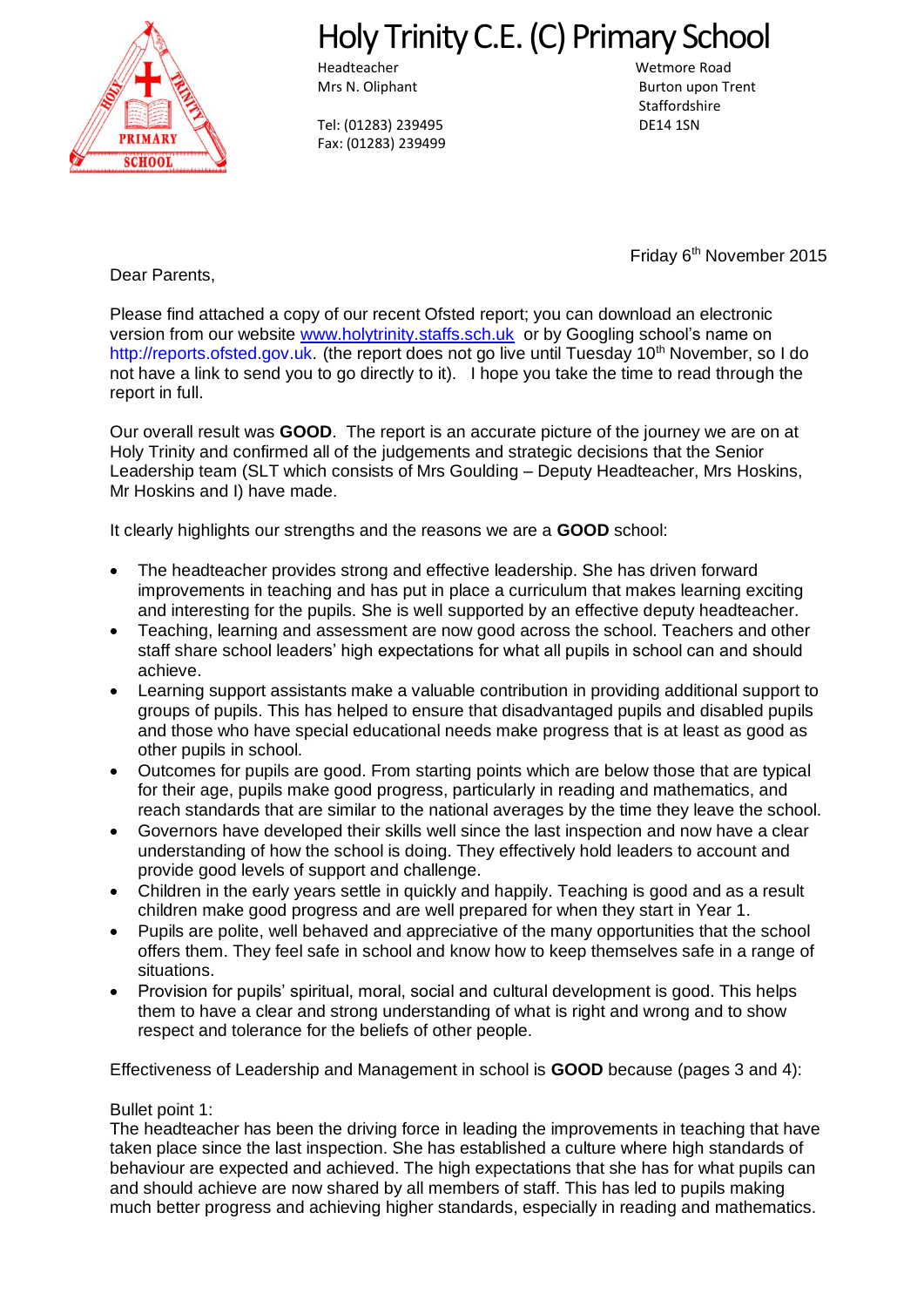# Holy Trinity C.E. (C) Primary School

Headteacher
Mrs N. Oliphant

Tel: (01283) 239495
Fax: (01283) 239499

Wetmore Road
Burton upon Trent
Staffordshire
DE14 1SN

Friday 6th November 2015

Dear Parents,

Please find attached a copy of our recent Ofsted report; you can download an electronic version from our website www.holytrinity.staffs.sch.uk or by Googling school's name on http://reports.ofsted.gov.uk. (the report does not go live until Tuesday 10th November, so I do not have a link to send you to go directly to it). I hope you take the time to read through the report in full.

Our overall result was **GOOD**. The report is an accurate picture of the journey we are on at Holy Trinity and confirmed all of the judgements and strategic decisions that the Senior Leadership team (SLT which consists of Mrs Goulding – Deputy Headteacher, Mrs Hoskins, Mr Hoskins and I) have made.

It clearly highlights our strengths and the reasons we are a **GOOD** school:

- The headteacher provides strong and effective leadership. She has driven forward improvements in teaching and has put in place a curriculum that makes learning exciting and interesting for the pupils. She is well supported by an effective deputy headteacher.
- Teaching, learning and assessment are now good across the school. Teachers and other staff share school leaders' high expectations for what all pupils in school can and should achieve.
- Learning support assistants make a valuable contribution in providing additional support to groups of pupils. This has helped to ensure that disadvantaged pupils and disabled pupils and those who have special educational needs make progress that is at least as good as other pupils in school.
- Outcomes for pupils are good. From starting points which are below those that are typical for their age, pupils make good progress, particularly in reading and mathematics, and reach standards that are similar to the national averages by the time they leave the school.
- Governors have developed their skills well since the last inspection and now have a clear understanding of how the school is doing. They effectively hold leaders to account and provide good levels of support and challenge.
- Children in the early years settle in quickly and happily. Teaching is good and as a result children make good progress and are well prepared for when they start in Year 1.
- Pupils are polite, well behaved and appreciative of the many opportunities that the school offers them. They feel safe in school and know how to keep themselves safe in a range of situations.
- Provision for pupils' spiritual, moral, social and cultural development is good. This helps them to have a clear and strong understanding of what is right and wrong and to show respect and tolerance for the beliefs of other people.

Effectiveness of Leadership and Management in school is **GOOD** because (pages 3 and 4):

Bullet point 1:
The headteacher has been the driving force in leading the improvements in teaching that have taken place since the last inspection. She has established a culture where high standards of behaviour are expected and achieved. The high expectations that she has for what pupils can and should achieve are now shared by all members of staff. This has led to pupils making much better progress and achieving higher standards, especially in reading and mathematics.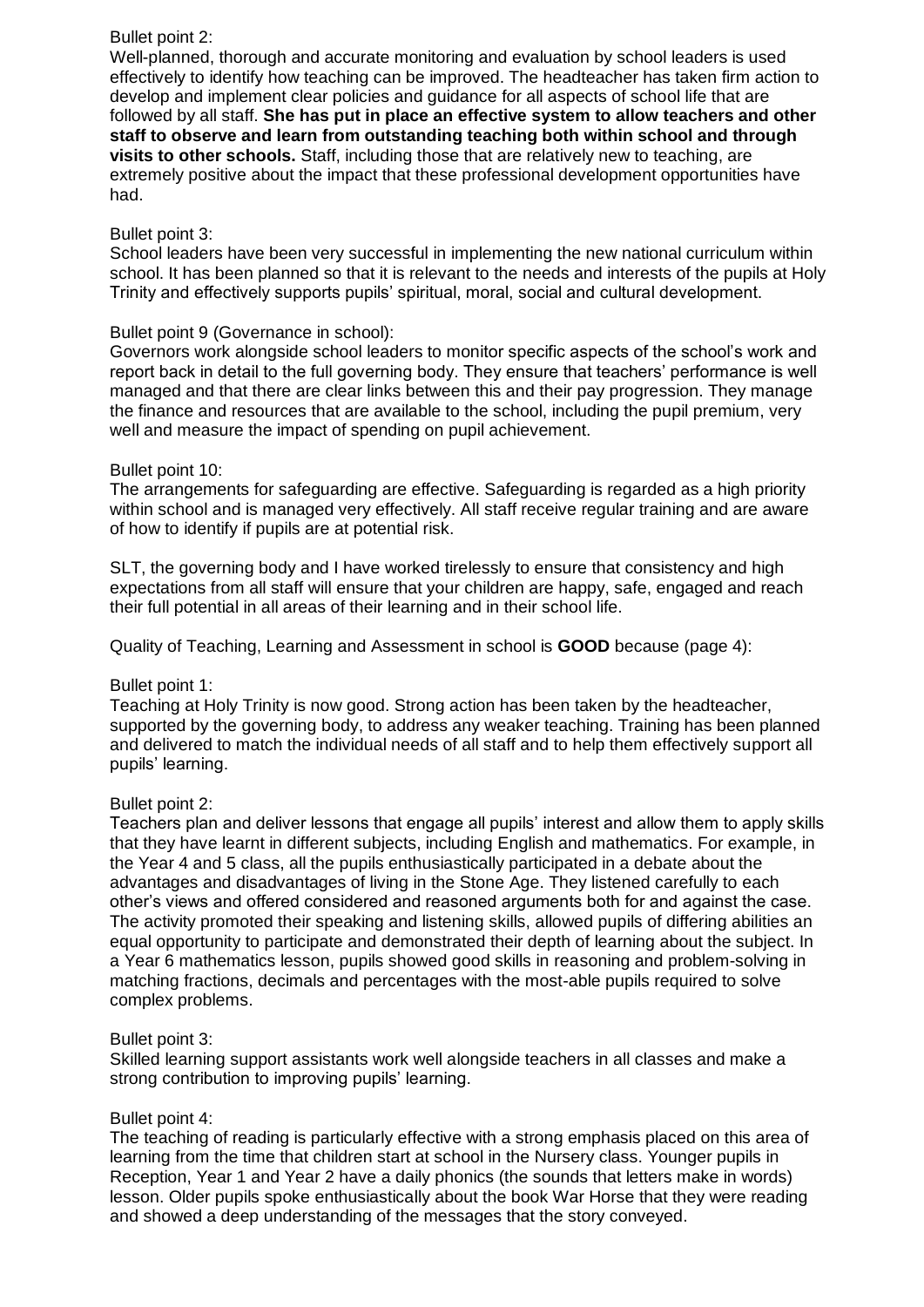Bullet point 2:
Well-planned, thorough and accurate monitoring and evaluation by school leaders is used effectively to identify how teaching can be improved. The headteacher has taken firm action to develop and implement clear policies and guidance for all aspects of school life that are followed by all staff. **She has put in place an effective system to allow teachers and other staff to observe and learn from outstanding teaching both within school and through visits to other schools.** Staff, including those that are relatively new to teaching, are extremely positive about the impact that these professional development opportunities have had.

Bullet point 3:
School leaders have been very successful in implementing the new national curriculum within school. It has been planned so that it is relevant to the needs and interests of the pupils at Holy Trinity and effectively supports pupils' spiritual, moral, social and cultural development.

Bullet point 9 (Governance in school):
Governors work alongside school leaders to monitor specific aspects of the school's work and report back in detail to the full governing body. They ensure that teachers' performance is well managed and that there are clear links between this and their pay progression. They manage the finance and resources that are available to the school, including the pupil premium, very well and measure the impact of spending on pupil achievement.

Bullet point 10:
The arrangements for safeguarding are effective. Safeguarding is regarded as a high priority within school and is managed very effectively. All staff receive regular training and are aware of how to identify if pupils are at potential risk.

SLT, the governing body and I have worked tirelessly to ensure that consistency and high expectations from all staff will ensure that your children are happy, safe, engaged and reach their full potential in all areas of their learning and in their school life.

Quality of Teaching, Learning and Assessment in school is **GOOD** because (page 4):

Bullet point 1:
Teaching at Holy Trinity is now good. Strong action has been taken by the headteacher, supported by the governing body, to address any weaker teaching. Training has been planned and delivered to match the individual needs of all staff and to help them effectively support all pupils' learning.

Bullet point 2:
Teachers plan and deliver lessons that engage all pupils' interest and allow them to apply skills that they have learnt in different subjects, including English and mathematics. For example, in the Year 4 and 5 class, all the pupils enthusiastically participated in a debate about the advantages and disadvantages of living in the Stone Age. They listened carefully to each other's views and offered considered and reasoned arguments both for and against the case. The activity promoted their speaking and listening skills, allowed pupils of differing abilities an equal opportunity to participate and demonstrated their depth of learning about the subject. In a Year 6 mathematics lesson, pupils showed good skills in reasoning and problem-solving in matching fractions, decimals and percentages with the most-able pupils required to solve complex problems.

Bullet point 3:
Skilled learning support assistants work well alongside teachers in all classes and make a strong contribution to improving pupils' learning.

Bullet point 4:
The teaching of reading is particularly effective with a strong emphasis placed on this area of learning from the time that children start at school in the Nursery class. Younger pupils in Reception, Year 1 and Year 2 have a daily phonics (the sounds that letters make in words) lesson. Older pupils spoke enthusiastically about the book War Horse that they were reading and showed a deep understanding of the messages that the story conveyed.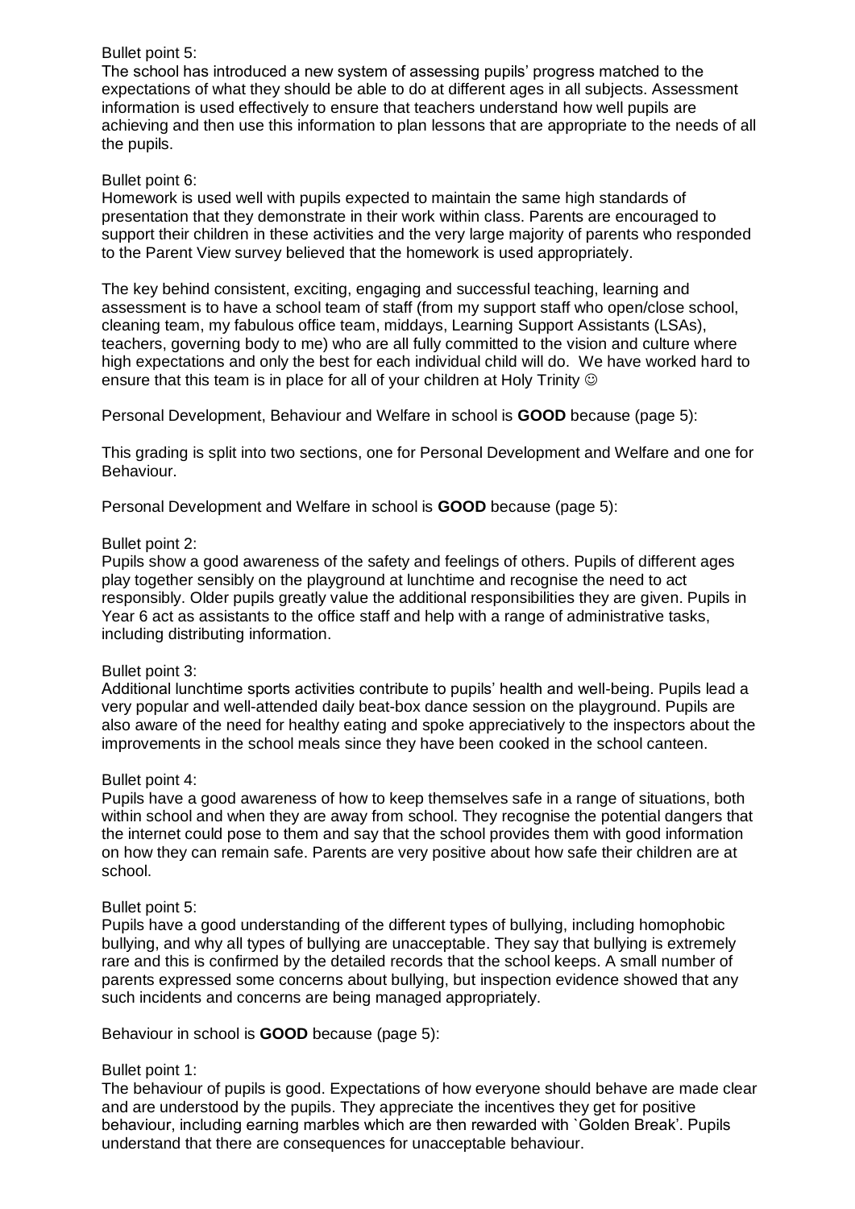Bullet point 5:
The school has introduced a new system of assessing pupils' progress matched to the expectations of what they should be able to do at different ages in all subjects. Assessment information is used effectively to ensure that teachers understand how well pupils are achieving and then use this information to plan lessons that are appropriate to the needs of all the pupils.

Bullet point 6:
Homework is used well with pupils expected to maintain the same high standards of presentation that they demonstrate in their work within class. Parents are encouraged to support their children in these activities and the very large majority of parents who responded to the Parent View survey believed that the homework is used appropriately.

The key behind consistent, exciting, engaging and successful teaching, learning and assessment is to have a school team of staff (from my support staff who open/close school, cleaning team, my fabulous office team, middays, Learning Support Assistants (LSAs), teachers, governing body to me) who are all fully committed to the vision and culture where high expectations and only the best for each individual child will do. We have worked hard to ensure that this team is in place for all of your children at Holy Trinity ☺

Personal Development, Behaviour and Welfare in school is **GOOD** because (page 5):

This grading is split into two sections, one for Personal Development and Welfare and one for Behaviour.

Personal Development and Welfare in school is **GOOD** because (page 5):

Bullet point 2:
Pupils show a good awareness of the safety and feelings of others. Pupils of different ages play together sensibly on the playground at lunchtime and recognise the need to act responsibly. Older pupils greatly value the additional responsibilities they are given. Pupils in Year 6 act as assistants to the office staff and help with a range of administrative tasks, including distributing information.

Bullet point 3:
Additional lunchtime sports activities contribute to pupils' health and well-being. Pupils lead a very popular and well-attended daily beat-box dance session on the playground. Pupils are also aware of the need for healthy eating and spoke appreciatively to the inspectors about the improvements in the school meals since they have been cooked in the school canteen.

Bullet point 4:
Pupils have a good awareness of how to keep themselves safe in a range of situations, both within school and when they are away from school. They recognise the potential dangers that the internet could pose to them and say that the school provides them with good information on how they can remain safe. Parents are very positive about how safe their children are at school.

Bullet point 5:
Pupils have a good understanding of the different types of bullying, including homophobic bullying, and why all types of bullying are unacceptable. They say that bullying is extremely rare and this is confirmed by the detailed records that the school keeps. A small number of parents expressed some concerns about bullying, but inspection evidence showed that any such incidents and concerns are being managed appropriately.

Behaviour in school is **GOOD** because (page 5):

Bullet point 1:
The behaviour of pupils is good. Expectations of how everyone should behave are made clear and are understood by the pupils. They appreciate the incentives they get for positive behaviour, including earning marbles which are then rewarded with `Golden Break'. Pupils understand that there are consequences for unacceptable behaviour.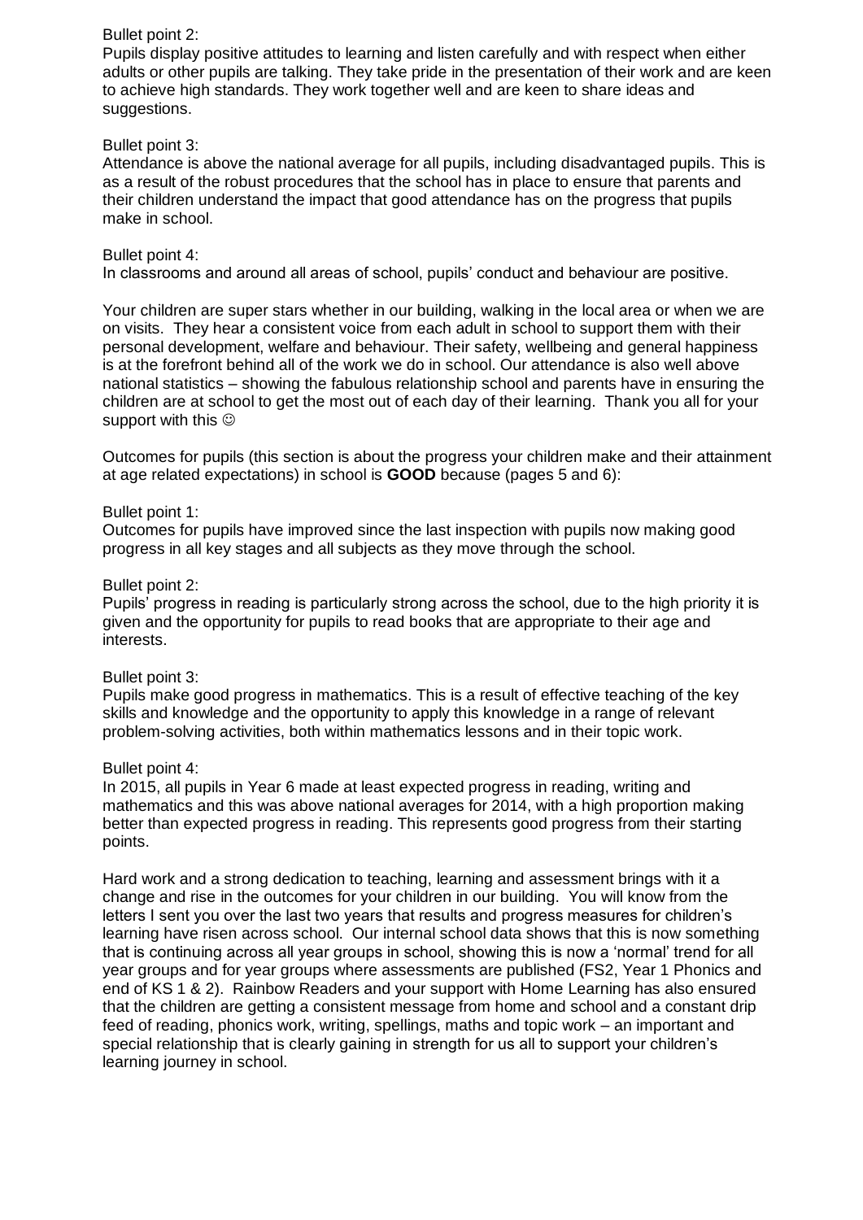Bullet point 2:
Pupils display positive attitudes to learning and listen carefully and with respect when either adults or other pupils are talking. They take pride in the presentation of their work and are keen to achieve high standards. They work together well and are keen to share ideas and suggestions.

Bullet point 3:
Attendance is above the national average for all pupils, including disadvantaged pupils. This is as a result of the robust procedures that the school has in place to ensure that parents and their children understand the impact that good attendance has on the progress that pupils make in school.

Bullet point 4:
In classrooms and around all areas of school, pupils' conduct and behaviour are positive.

Your children are super stars whether in our building, walking in the local area or when we are on visits. They hear a consistent voice from each adult in school to support them with their personal development, welfare and behaviour. Their safety, wellbeing and general happiness is at the forefront behind all of the work we do in school. Our attendance is also well above national statistics – showing the fabulous relationship school and parents have in ensuring the children are at school to get the most out of each day of their learning. Thank you all for your support with this ☺

Outcomes for pupils (this section is about the progress your children make and their attainment at age related expectations) in school is **GOOD** because (pages 5 and 6):

Bullet point 1:
Outcomes for pupils have improved since the last inspection with pupils now making good progress in all key stages and all subjects as they move through the school.

Bullet point 2:
Pupils' progress in reading is particularly strong across the school, due to the high priority it is given and the opportunity for pupils to read books that are appropriate to their age and interests.

Bullet point 3:
Pupils make good progress in mathematics. This is a result of effective teaching of the key skills and knowledge and the opportunity to apply this knowledge in a range of relevant problem-solving activities, both within mathematics lessons and in their topic work.

Bullet point 4:
In 2015, all pupils in Year 6 made at least expected progress in reading, writing and mathematics and this was above national averages for 2014, with a high proportion making better than expected progress in reading. This represents good progress from their starting points.

Hard work and a strong dedication to teaching, learning and assessment brings with it a change and rise in the outcomes for your children in our building. You will know from the letters I sent you over the last two years that results and progress measures for children's learning have risen across school. Our internal school data shows that this is now something that is continuing across all year groups in school, showing this is now a 'normal' trend for all year groups and for year groups where assessments are published (FS2, Year 1 Phonics and end of KS 1 & 2). Rainbow Readers and your support with Home Learning has also ensured that the children are getting a consistent message from home and school and a constant drip feed of reading, phonics work, writing, spellings, maths and topic work – an important and special relationship that is clearly gaining in strength for us all to support your children's learning journey in school.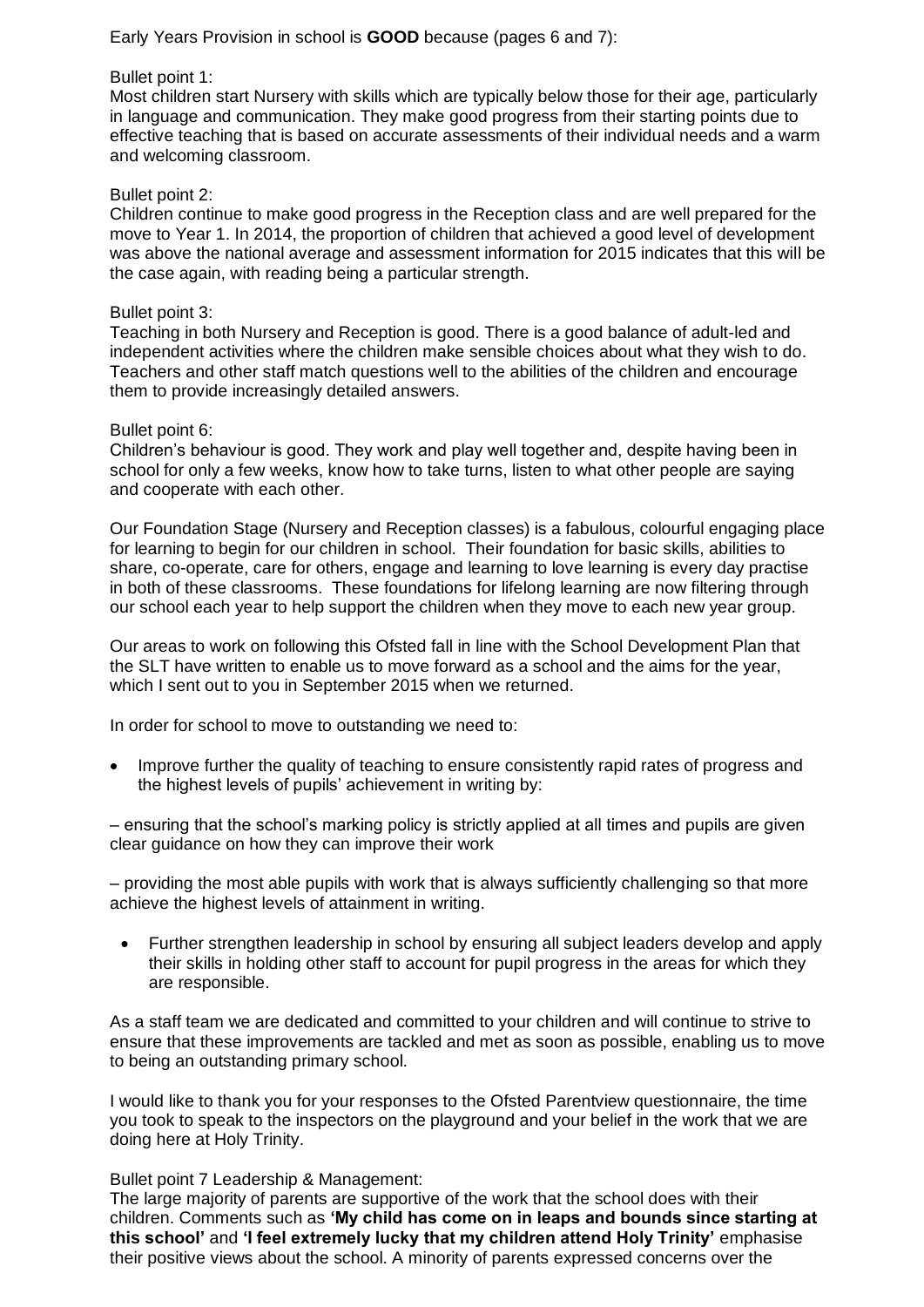Early Years Provision in school is **GOOD** because (pages 6 and 7):

Bullet point 1:
Most children start Nursery with skills which are typically below those for their age, particularly in language and communication. They make good progress from their starting points due to effective teaching that is based on accurate assessments of their individual needs and a warm and welcoming classroom.

Bullet point 2:
Children continue to make good progress in the Reception class and are well prepared for the move to Year 1. In 2014, the proportion of children that achieved a good level of development was above the national average and assessment information for 2015 indicates that this will be the case again, with reading being a particular strength.

Bullet point 3:
Teaching in both Nursery and Reception is good. There is a good balance of adult-led and independent activities where the children make sensible choices about what they wish to do. Teachers and other staff match questions well to the abilities of the children and encourage them to provide increasingly detailed answers.

Bullet point 6:
Children's behaviour is good. They work and play well together and, despite having been in school for only a few weeks, know how to take turns, listen to what other people are saying and cooperate with each other.

Our Foundation Stage (Nursery and Reception classes) is a fabulous, colourful engaging place for learning to begin for our children in school. Their foundation for basic skills, abilities to share, co-operate, care for others, engage and learning to love learning is every day practise in both of these classrooms. These foundations for lifelong learning are now filtering through our school each year to help support the children when they move to each new year group.

Our areas to work on following this Ofsted fall in line with the School Development Plan that the SLT have written to enable us to move forward as a school and the aims for the year, which I sent out to you in September 2015 when we returned.

In order for school to move to outstanding we need to:

- Improve further the quality of teaching to ensure consistently rapid rates of progress and the highest levels of pupils' achievement in writing by:

– ensuring that the school's marking policy is strictly applied at all times and pupils are given clear guidance on how they can improve their work

– providing the most able pupils with work that is always sufficiently challenging so that more achieve the highest levels of attainment in writing.

- Further strengthen leadership in school by ensuring all subject leaders develop and apply their skills in holding other staff to account for pupil progress in the areas for which they are responsible.

As a staff team we are dedicated and committed to your children and will continue to strive to ensure that these improvements are tackled and met as soon as possible, enabling us to move to being an outstanding primary school.

I would like to thank you for your responses to the Ofsted Parentview questionnaire, the time you took to speak to the inspectors on the playground and your belief in the work that we are doing here at Holy Trinity.

Bullet point 7 Leadership & Management:
The large majority of parents are supportive of the work that the school does with their children. Comments such as **'My child has come on in leaps and bounds since starting at this school'** and **'I feel extremely lucky that my children attend Holy Trinity'** emphasise their positive views about the school. A minority of parents expressed concerns over the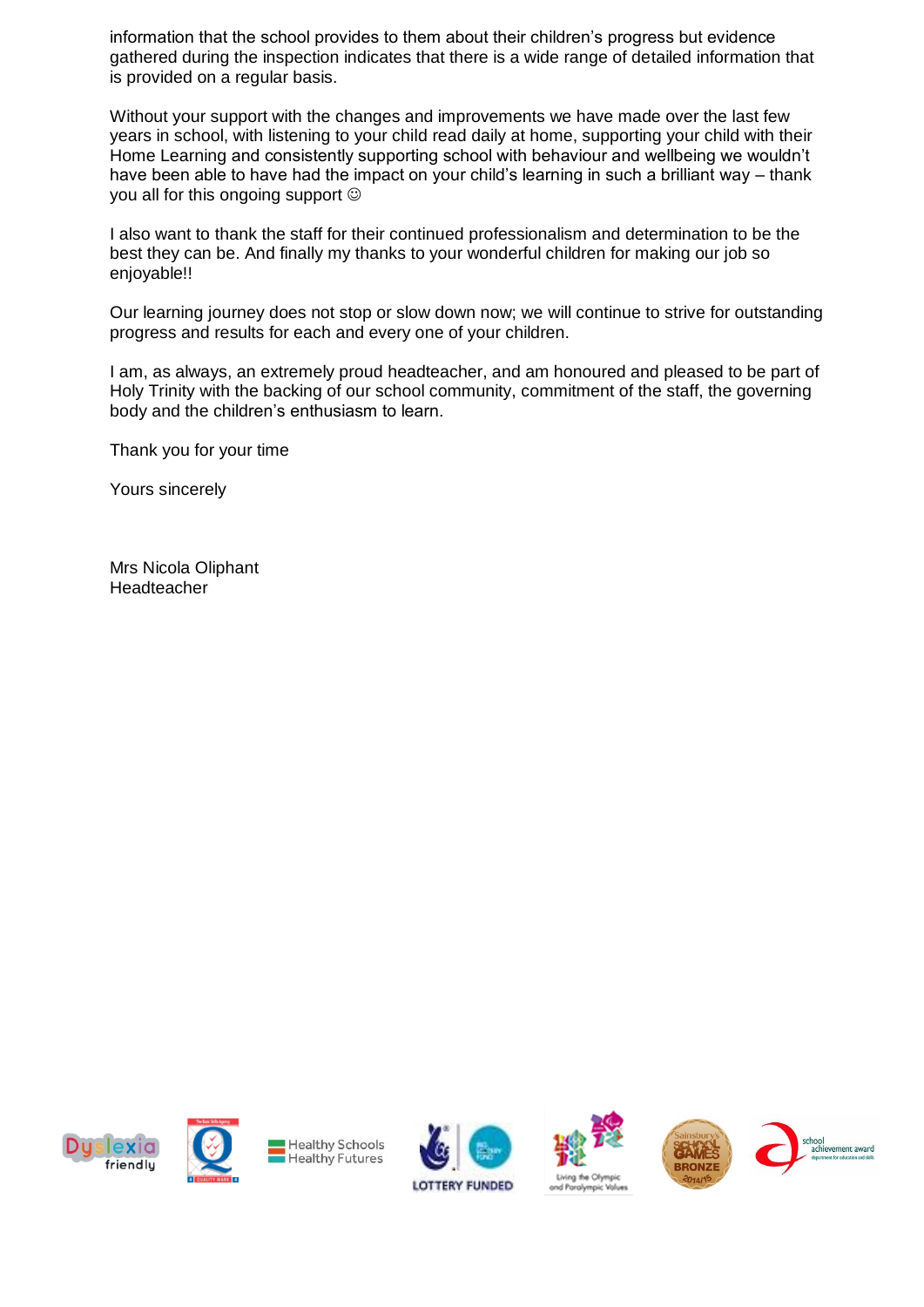information that the school provides to them about their children's progress but evidence gathered during the inspection indicates that there is a wide range of detailed information that is provided on a regular basis.

Without your support with the changes and improvements we have made over the last few years in school, with listening to your child read daily at home, supporting your child with their Home Learning and consistently supporting school with behaviour and wellbeing we wouldn't have been able to have had the impact on your child's learning in such a brilliant way – thank you all for this ongoing support ☺

I also want to thank the staff for their continued professionalism and determination to be the best they can be. And finally my thanks to your wonderful children for making our job so enjoyable!!

Our learning journey does not stop or slow down now; we will continue to strive for outstanding progress and results for each and every one of your children.

I am, as always, an extremely proud headteacher, and am honoured and pleased to be part of Holy Trinity with the backing of our school community, commitment of the staff, the governing body and the children's enthusiasm to learn.

Thank you for your time

Yours sincerely

Mrs Nicola Oliphant
Headteacher